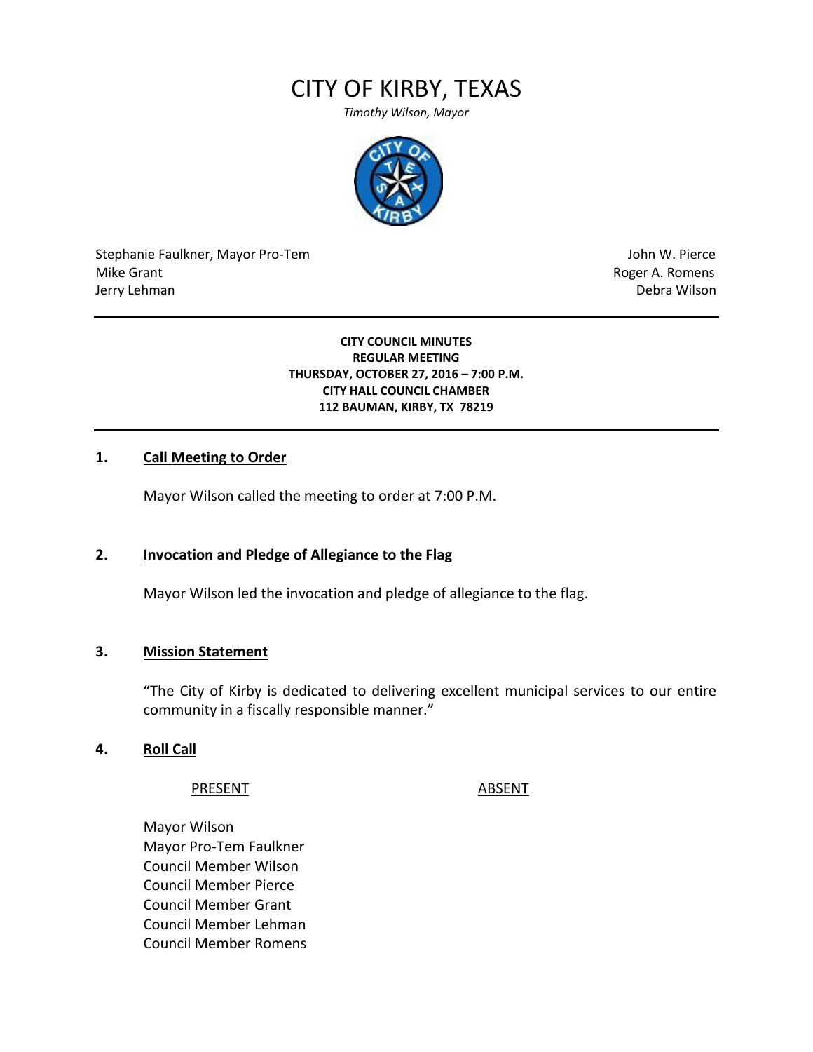# CITY OF KIRBY, TEXAS

*Timothy Wilson, Mayor*

Stephanie Faulkner, Mayor Pro-Tem
Mike Grant
Jerry Lehman

John W. Pierce
Roger A. Romens
Debra Wilson

**CITY COUNCIL MINUTES**
**REGULAR MEETING**
**THURSDAY, OCTOBER 27, 2016 – 7:00 P.M.**
**CITY HALL COUNCIL CHAMBER**
**112 BAUMAN, KIRBY, TX 78219**

## 1. Call Meeting to Order

Mayor Wilson called the meeting to order at 7:00 P.M.

## 2. Invocation and Pledge of Allegiance to the Flag

Mayor Wilson led the invocation and pledge of allegiance to the flag.

## 3. Mission Statement

"The City of Kirby is dedicated to delivering excellent municipal services to our entire community in a fiscally responsible manner."

## 4. Roll Call

| PRESENT | ABSENT |
|---|---|
| Mayor Wilson | |
| Mayor Pro-Tem Faulkner | |
| Council Member Wilson | |
| Council Member Pierce | |
| Council Member Grant | |
| Council Member Lehman | |
| Council Member Romens | |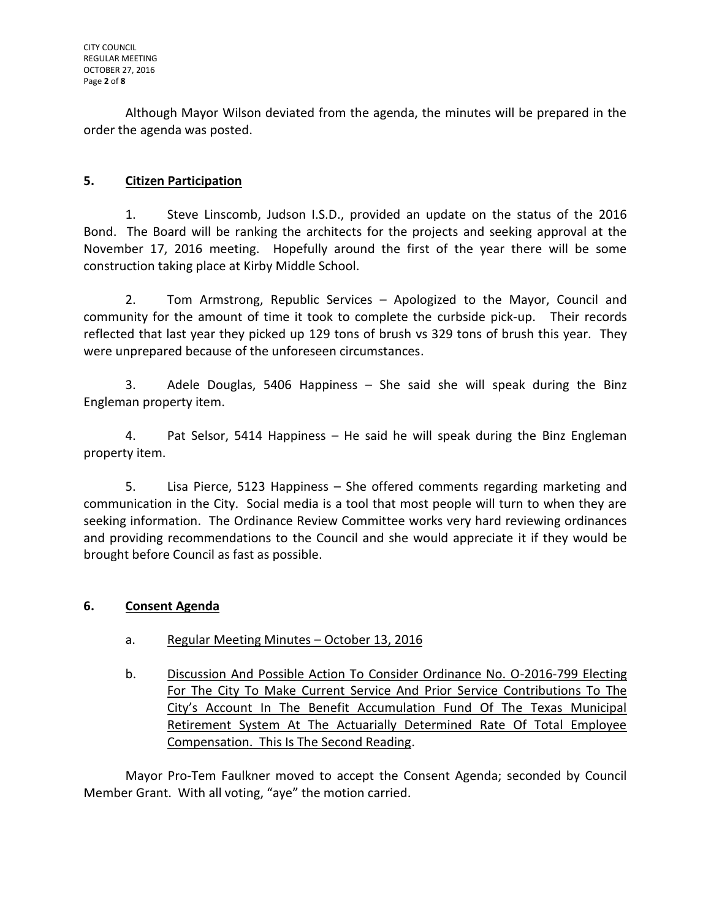Although Mayor Wilson deviated from the agenda, the minutes will be prepared in the order the agenda was posted.

## 5. Citizen Participation

1. Steve Linscomb, Judson I.S.D., provided an update on the status of the 2016 Bond. The Board will be ranking the architects for the projects and seeking approval at the November 17, 2016 meeting. Hopefully around the first of the year there will be some construction taking place at Kirby Middle School.

2. Tom Armstrong, Republic Services – Apologized to the Mayor, Council and community for the amount of time it took to complete the curbside pick-up. Their records reflected that last year they picked up 129 tons of brush vs 329 tons of brush this year. They were unprepared because of the unforeseen circumstances.

3. Adele Douglas, 5406 Happiness – She said she will speak during the Binz Engleman property item.

4. Pat Selsor, 5414 Happiness – He said he will speak during the Binz Engleman property item.

5. Lisa Pierce, 5123 Happiness – She offered comments regarding marketing and communication in the City. Social media is a tool that most people will turn to when they are seeking information. The Ordinance Review Committee works very hard reviewing ordinances and providing recommendations to the Council and she would appreciate it if they would be brought before Council as fast as possible.

## 6. Consent Agenda

a. Regular Meeting Minutes – October 13, 2016

b. Discussion And Possible Action To Consider Ordinance No. O-2016-799 Electing For The City To Make Current Service And Prior Service Contributions To The City's Account In The Benefit Accumulation Fund Of The Texas Municipal Retirement System At The Actuarially Determined Rate Of Total Employee Compensation. This Is The Second Reading.

Mayor Pro-Tem Faulkner moved to accept the Consent Agenda; seconded by Council Member Grant. With all voting, "aye" the motion carried.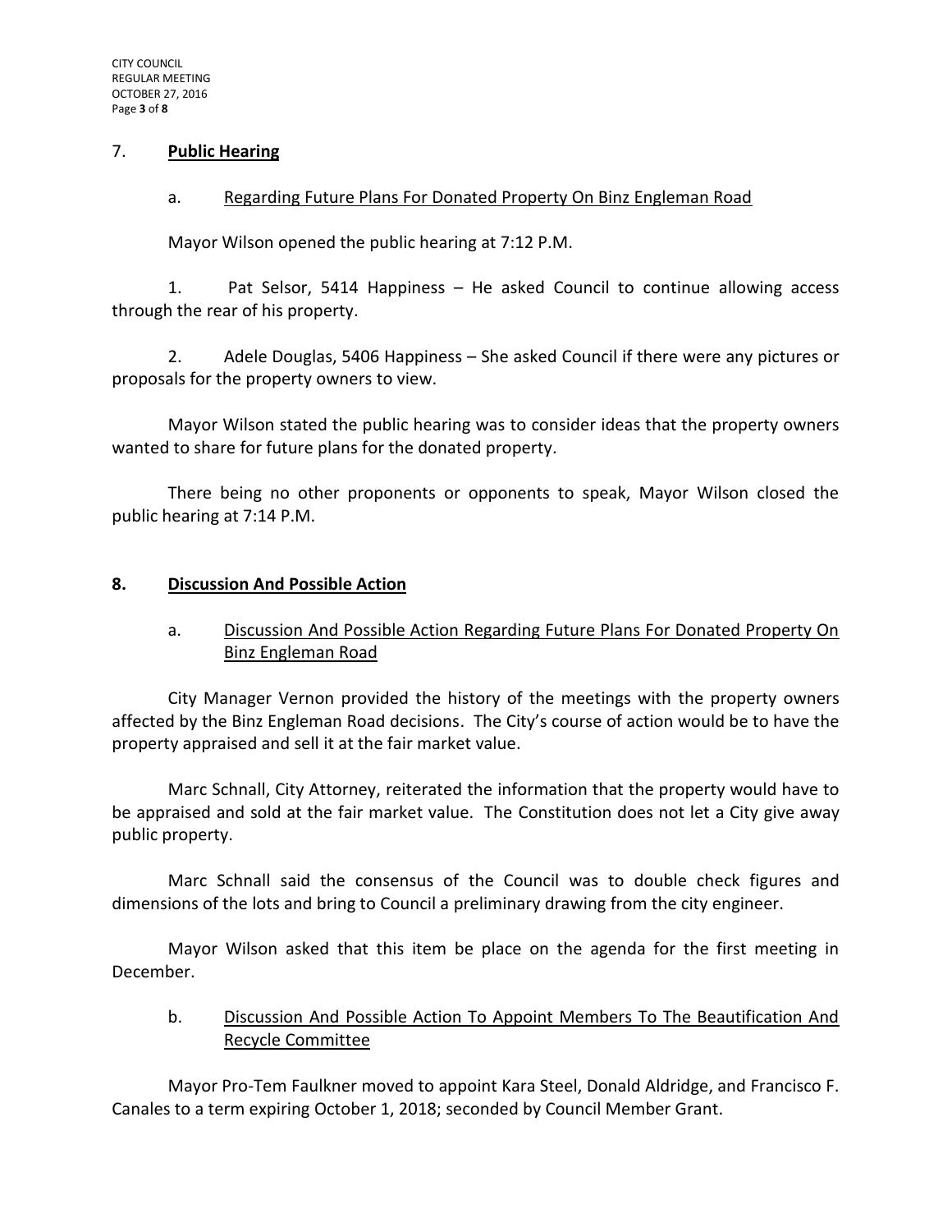## 7. **Public Hearing**

a. Regarding Future Plans For Donated Property On Binz Engleman Road

Mayor Wilson opened the public hearing at 7:12 P.M.

1. Pat Selsor, 5414 Happiness – He asked Council to continue allowing access through the rear of his property.

2. Adele Douglas, 5406 Happiness – She asked Council if there were any pictures or proposals for the property owners to view.

Mayor Wilson stated the public hearing was to consider ideas that the property owners wanted to share for future plans for the donated property.

There being no other proponents or opponents to speak, Mayor Wilson closed the public hearing at 7:14 P.M.

## 8. **Discussion And Possible Action**

a. Discussion And Possible Action Regarding Future Plans For Donated Property On Binz Engleman Road

City Manager Vernon provided the history of the meetings with the property owners affected by the Binz Engleman Road decisions. The City's course of action would be to have the property appraised and sell it at the fair market value.

Marc Schnall, City Attorney, reiterated the information that the property would have to be appraised and sold at the fair market value. The Constitution does not let a City give away public property.

Marc Schnall said the consensus of the Council was to double check figures and dimensions of the lots and bring to Council a preliminary drawing from the city engineer.

Mayor Wilson asked that this item be place on the agenda for the first meeting in December.

b. Discussion And Possible Action To Appoint Members To The Beautification And Recycle Committee

Mayor Pro-Tem Faulkner moved to appoint Kara Steel, Donald Aldridge, and Francisco F. Canales to a term expiring October 1, 2018; seconded by Council Member Grant.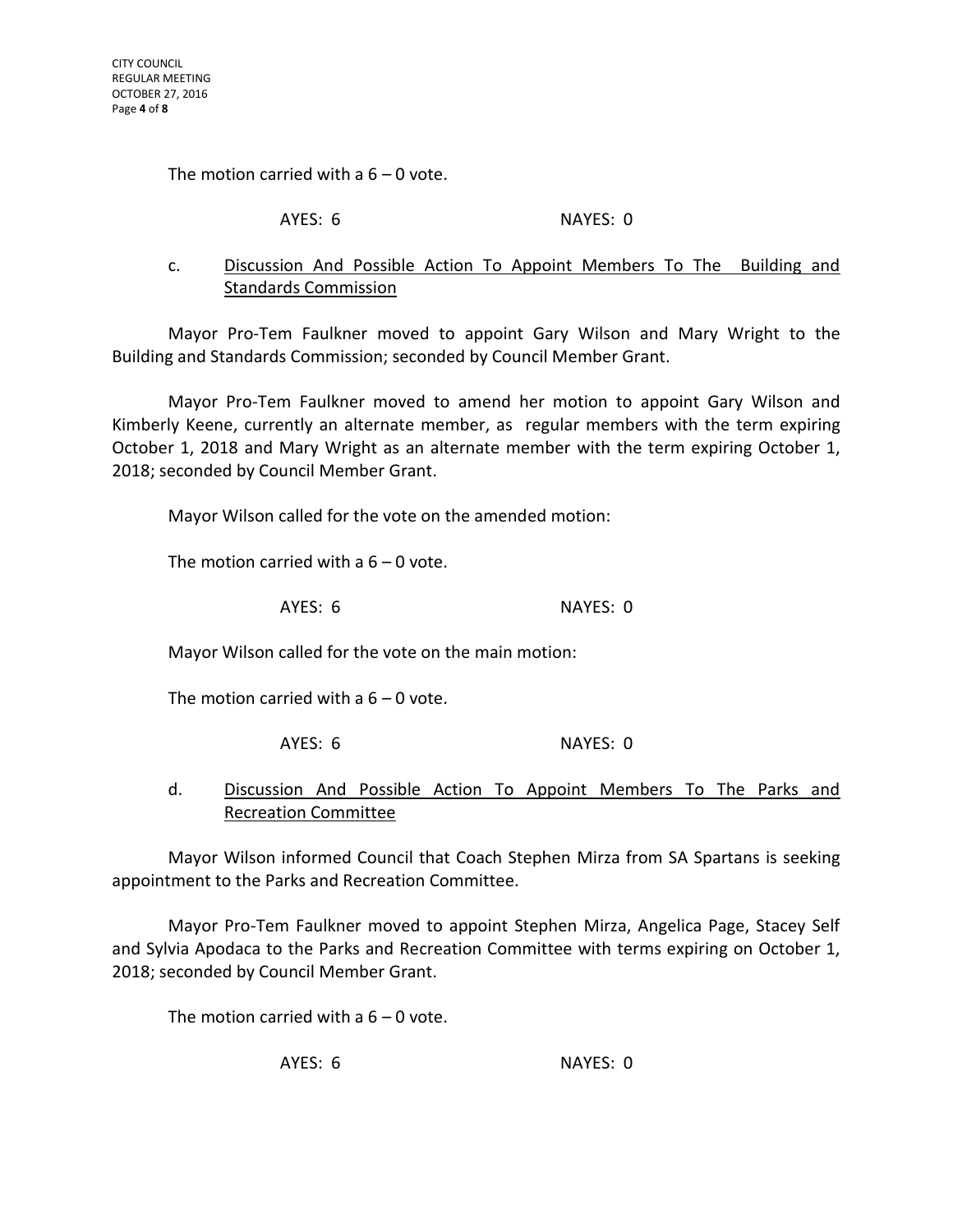The motion carried with a 6 – 0 vote.

AYES: 6 NAYES: 0

c. Discussion And Possible Action To Appoint Members To The Building and Standards Commission

Mayor Pro-Tem Faulkner moved to appoint Gary Wilson and Mary Wright to the Building and Standards Commission; seconded by Council Member Grant.

Mayor Pro-Tem Faulkner moved to amend her motion to appoint Gary Wilson and Kimberly Keene, currently an alternate member, as regular members with the term expiring October 1, 2018 and Mary Wright as an alternate member with the term expiring October 1, 2018; seconded by Council Member Grant.

Mayor Wilson called for the vote on the amended motion:

The motion carried with a 6 – 0 vote.

AYES: 6 NAYES: 0

Mayor Wilson called for the vote on the main motion:

The motion carried with a 6 – 0 vote.

AYES: 6 NAYES: 0

d. Discussion And Possible Action To Appoint Members To The Parks and Recreation Committee

Mayor Wilson informed Council that Coach Stephen Mirza from SA Spartans is seeking appointment to the Parks and Recreation Committee.

Mayor Pro-Tem Faulkner moved to appoint Stephen Mirza, Angelica Page, Stacey Self and Sylvia Apodaca to the Parks and Recreation Committee with terms expiring on October 1, 2018; seconded by Council Member Grant.

The motion carried with a 6 – 0 vote.

AYES: 6 NAYES: 0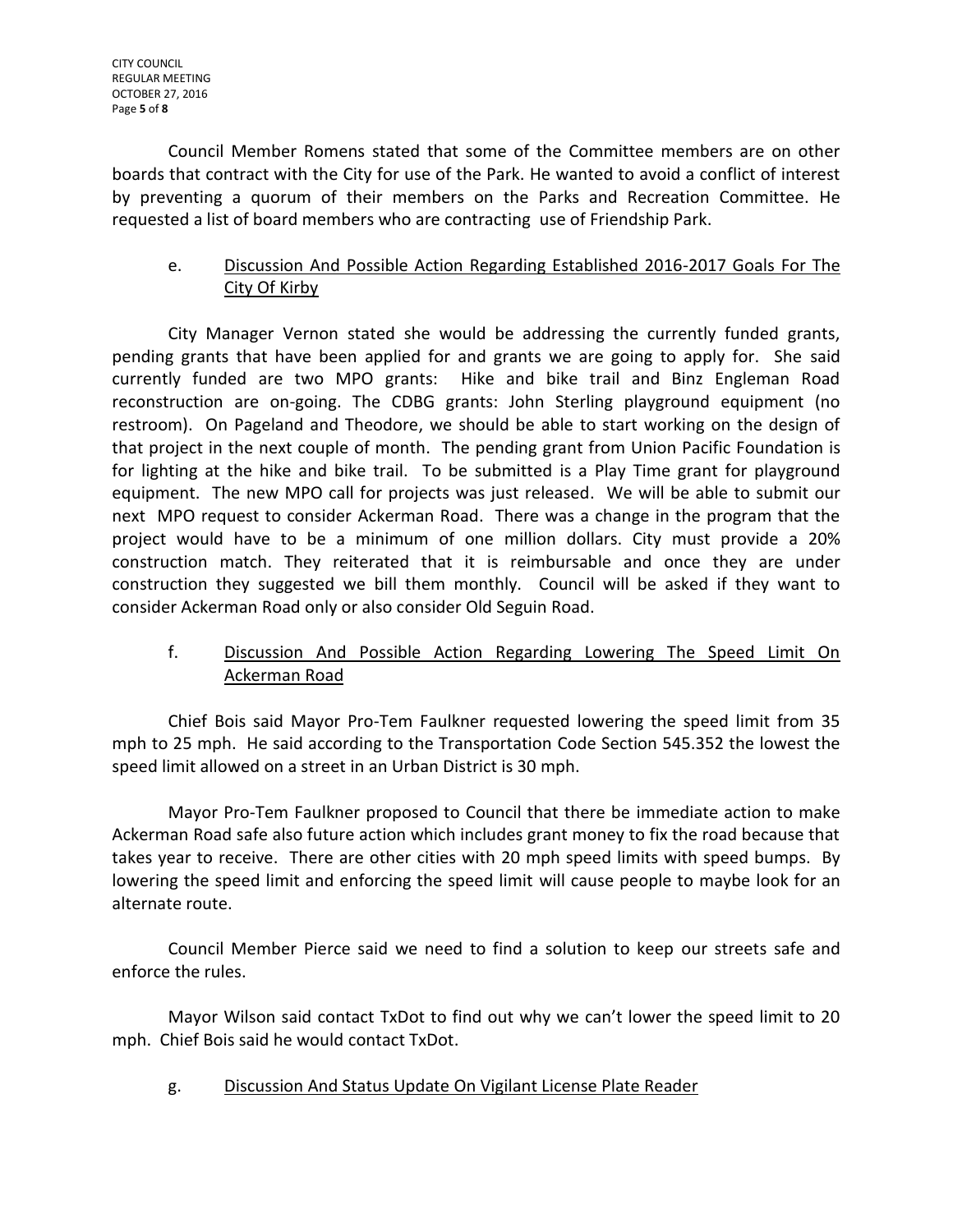Council Member Romens stated that some of the Committee members are on other boards that contract with the City for use of the Park. He wanted to avoid a conflict of interest by preventing a quorum of their members on the Parks and Recreation Committee. He requested a list of board members who are contracting use of Friendship Park.

e. Discussion And Possible Action Regarding Established 2016-2017 Goals For The City Of Kirby

City Manager Vernon stated she would be addressing the currently funded grants, pending grants that have been applied for and grants we are going to apply for. She said currently funded are two MPO grants: Hike and bike trail and Binz Engleman Road reconstruction are on-going. The CDBG grants: John Sterling playground equipment (no restroom). On Pageland and Theodore, we should be able to start working on the design of that project in the next couple of month. The pending grant from Union Pacific Foundation is for lighting at the hike and bike trail. To be submitted is a Play Time grant for playground equipment. The new MPO call for projects was just released. We will be able to submit our next MPO request to consider Ackerman Road. There was a change in the program that the project would have to be a minimum of one million dollars. City must provide a 20% construction match. They reiterated that it is reimbursable and once they are under construction they suggested we bill them monthly. Council will be asked if they want to consider Ackerman Road only or also consider Old Seguin Road.

f. Discussion And Possible Action Regarding Lowering The Speed Limit On Ackerman Road

Chief Bois said Mayor Pro-Tem Faulkner requested lowering the speed limit from 35 mph to 25 mph. He said according to the Transportation Code Section 545.352 the lowest the speed limit allowed on a street in an Urban District is 30 mph.

Mayor Pro-Tem Faulkner proposed to Council that there be immediate action to make Ackerman Road safe also future action which includes grant money to fix the road because that takes year to receive. There are other cities with 20 mph speed limits with speed bumps. By lowering the speed limit and enforcing the speed limit will cause people to maybe look for an alternate route.

Council Member Pierce said we need to find a solution to keep our streets safe and enforce the rules.

Mayor Wilson said contact TxDot to find out why we can't lower the speed limit to 20 mph. Chief Bois said he would contact TxDot.

g. Discussion And Status Update On Vigilant License Plate Reader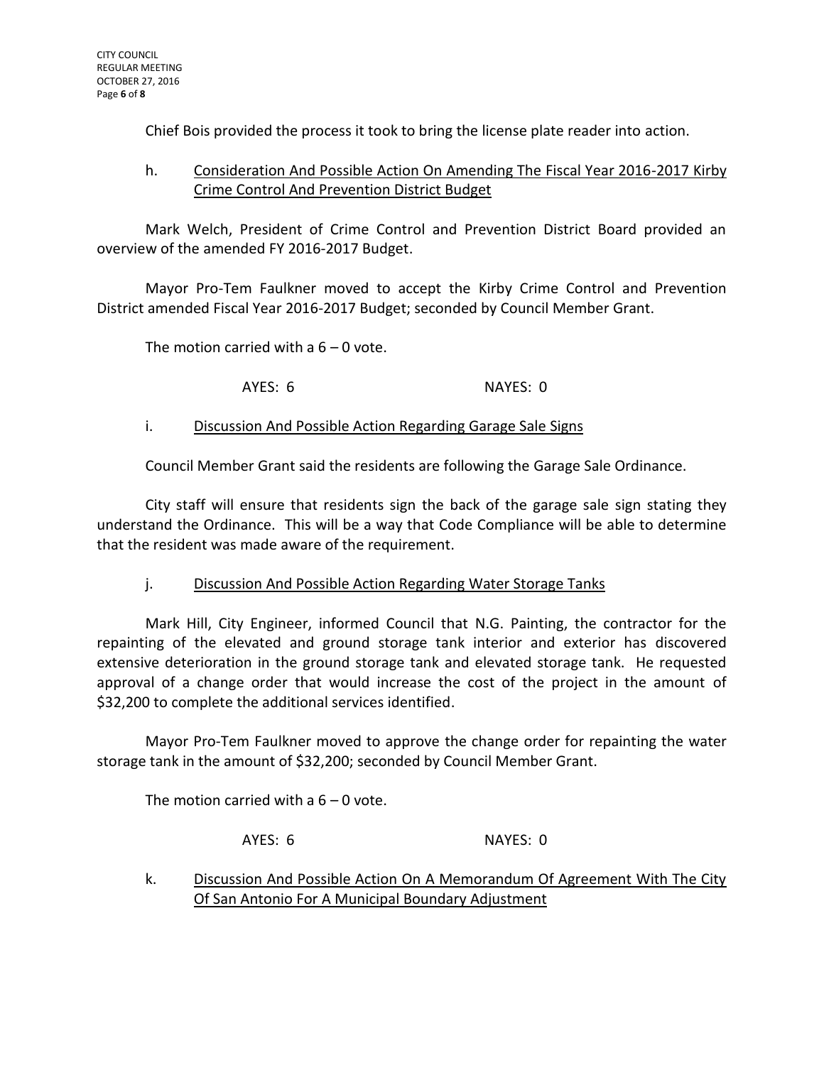Chief Bois provided the process it took to bring the license plate reader into action.

h. Consideration And Possible Action On Amending The Fiscal Year 2016-2017 Kirby Crime Control And Prevention District Budget

Mark Welch, President of Crime Control and Prevention District Board provided an overview of the amended FY 2016-2017 Budget.

Mayor Pro-Tem Faulkner moved to accept the Kirby Crime Control and Prevention District amended Fiscal Year 2016-2017 Budget; seconded by Council Member Grant.

The motion carried with a 6 – 0 vote.

AYES: 6 NAYES: 0

i. Discussion And Possible Action Regarding Garage Sale Signs

Council Member Grant said the residents are following the Garage Sale Ordinance.

City staff will ensure that residents sign the back of the garage sale sign stating they understand the Ordinance. This will be a way that Code Compliance will be able to determine that the resident was made aware of the requirement.

j. Discussion And Possible Action Regarding Water Storage Tanks

Mark Hill, City Engineer, informed Council that N.G. Painting, the contractor for the repainting of the elevated and ground storage tank interior and exterior has discovered extensive deterioration in the ground storage tank and elevated storage tank. He requested approval of a change order that would increase the cost of the project in the amount of $32,200 to complete the additional services identified.

Mayor Pro-Tem Faulkner moved to approve the change order for repainting the water storage tank in the amount of $32,200; seconded by Council Member Grant.

The motion carried with a 6 – 0 vote.

AYES: 6 NAYES: 0

k. Discussion And Possible Action On A Memorandum Of Agreement With The City Of San Antonio For A Municipal Boundary Adjustment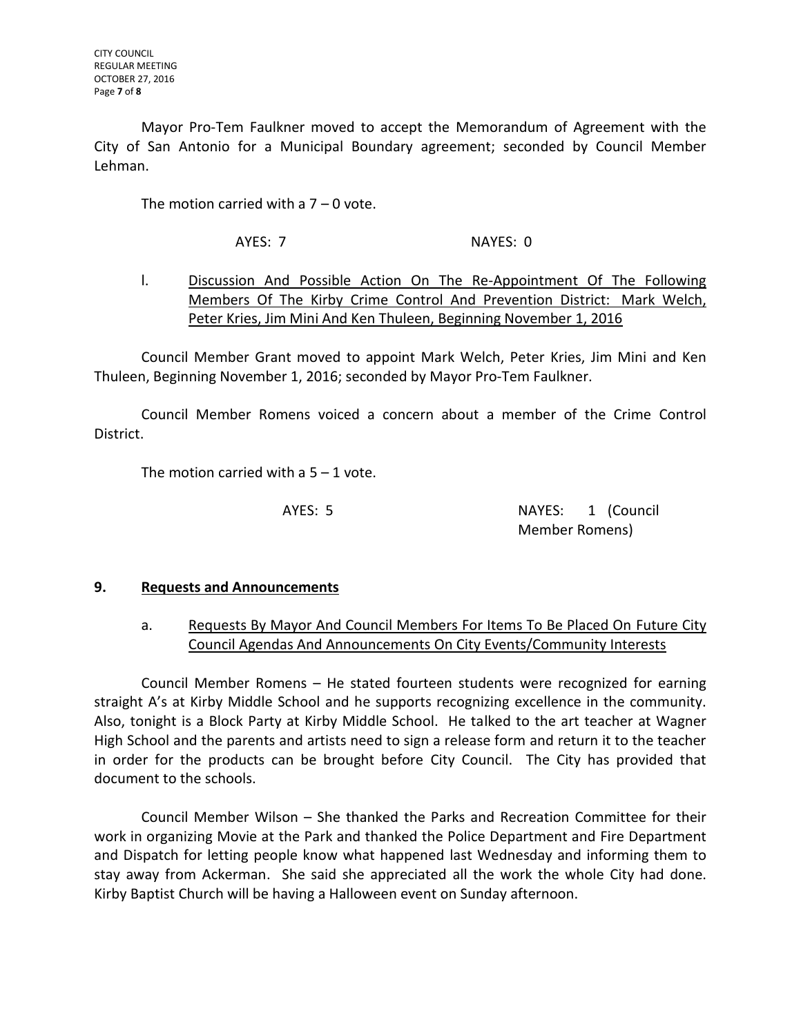Mayor Pro-Tem Faulkner moved to accept the Memorandum of Agreement with the City of San Antonio for a Municipal Boundary agreement; seconded by Council Member Lehman.

The motion carried with a 7 – 0 vote.

AYES: 7 NAYES: 0

l. Discussion And Possible Action On The Re-Appointment Of The Following Members Of The Kirby Crime Control And Prevention District: Mark Welch, Peter Kries, Jim Mini And Ken Thuleen, Beginning November 1, 2016

Council Member Grant moved to appoint Mark Welch, Peter Kries, Jim Mini and Ken Thuleen, Beginning November 1, 2016; seconded by Mayor Pro-Tem Faulkner.

Council Member Romens voiced a concern about a member of the Crime Control District.

The motion carried with a 5 – 1 vote.

AYES: 5 NAYES: 1 (Council Member Romens)

## 9. Requests and Announcements

a. Requests By Mayor And Council Members For Items To Be Placed On Future City Council Agendas And Announcements On City Events/Community Interests

Council Member Romens – He stated fourteen students were recognized for earning straight A's at Kirby Middle School and he supports recognizing excellence in the community. Also, tonight is a Block Party at Kirby Middle School. He talked to the art teacher at Wagner High School and the parents and artists need to sign a release form and return it to the teacher in order for the products can be brought before City Council. The City has provided that document to the schools.

Council Member Wilson – She thanked the Parks and Recreation Committee for their work in organizing Movie at the Park and thanked the Police Department and Fire Department and Dispatch for letting people know what happened last Wednesday and informing them to stay away from Ackerman. She said she appreciated all the work the whole City had done. Kirby Baptist Church will be having a Halloween event on Sunday afternoon.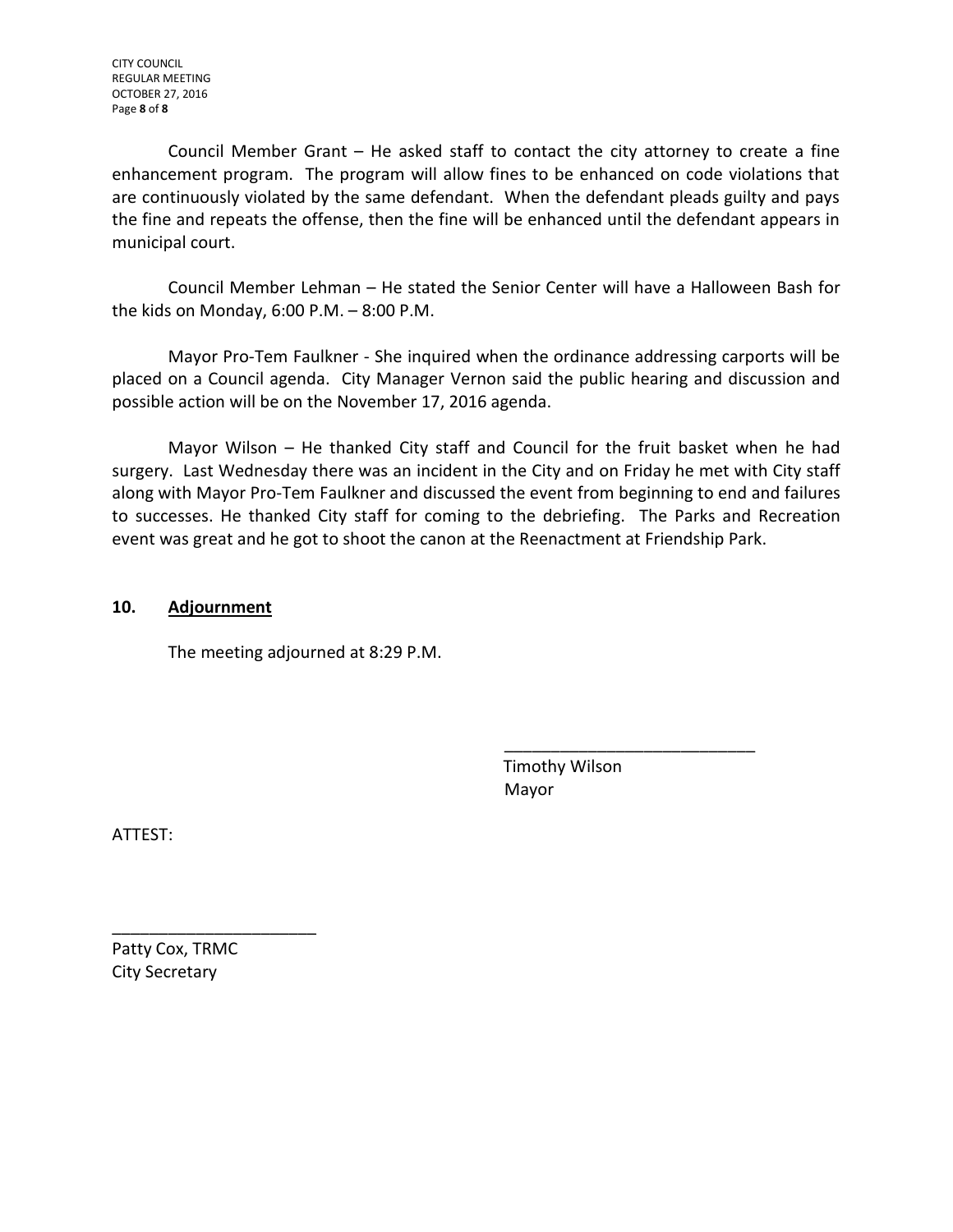Council Member Grant – He asked staff to contact the city attorney to create a fine enhancement program. The program will allow fines to be enhanced on code violations that are continuously violated by the same defendant. When the defendant pleads guilty and pays the fine and repeats the offense, then the fine will be enhanced until the defendant appears in municipal court.

Council Member Lehman – He stated the Senior Center will have a Halloween Bash for the kids on Monday, 6:00 P.M. – 8:00 P.M.

Mayor Pro-Tem Faulkner - She inquired when the ordinance addressing carports will be placed on a Council agenda. City Manager Vernon said the public hearing and discussion and possible action will be on the November 17, 2016 agenda.

Mayor Wilson – He thanked City staff and Council for the fruit basket when he had surgery. Last Wednesday there was an incident in the City and on Friday he met with City staff along with Mayor Pro-Tem Faulkner and discussed the event from beginning to end and failures to successes. He thanked City staff for coming to the debriefing. The Parks and Recreation event was great and he got to shoot the canon at the Reenactment at Friendship Park.

## 10. Adjournment

The meeting adjourned at 8:29 P.M.

\_\_\_\_\_\_\_\_\_\_\_\_\_\_\_\_\_\_\_\_\_\_\_\_\_\_\_

Timothy Wilson
Mayor

ATTEST:

\_\_\_\_\_\_\_\_\_\_\_\_\_\_\_\_\_\_\_\_\_\_

Patty Cox, TRMC
City Secretary